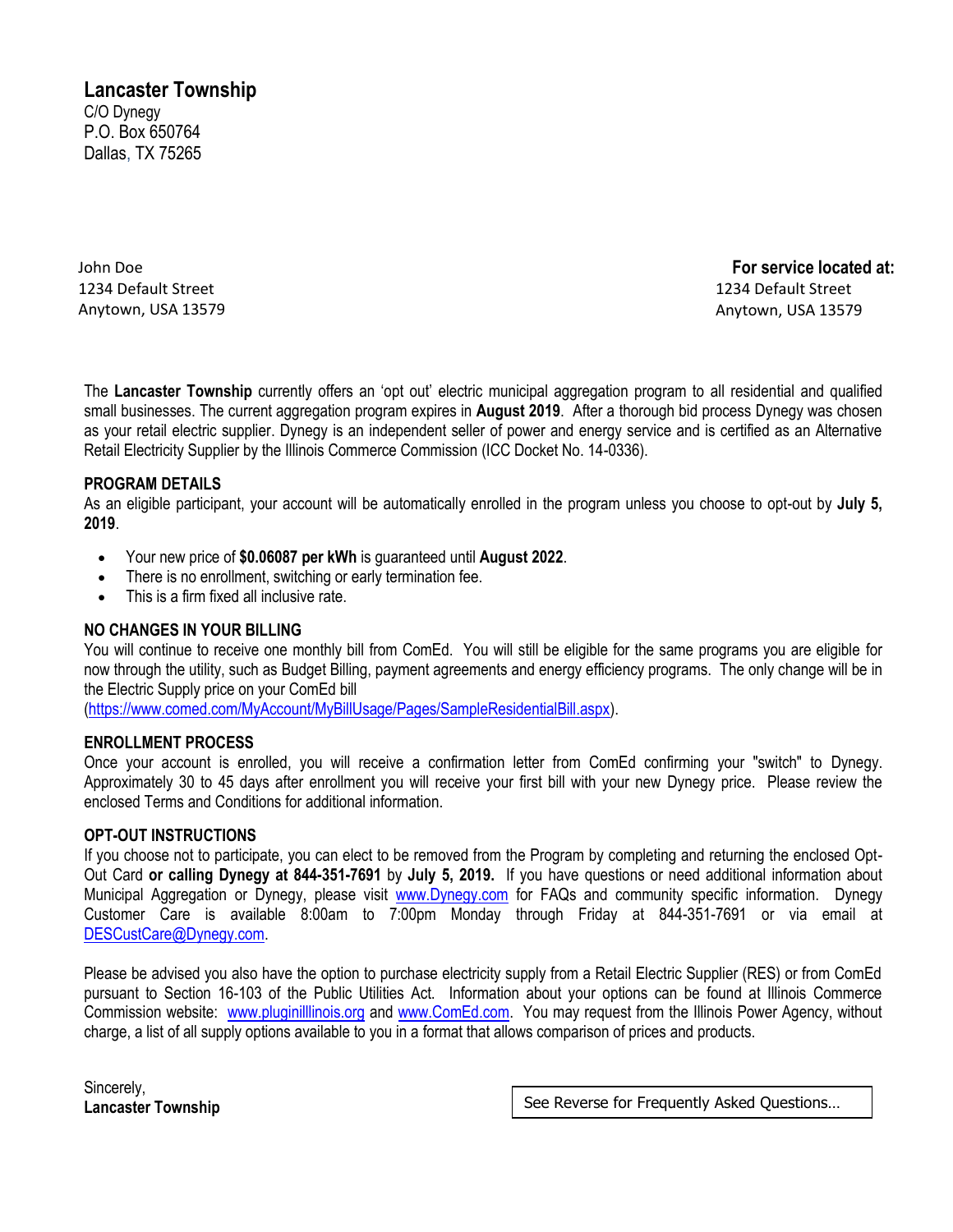**Lancaster Township**
C/O Dynegy
P.O. Box 650764
Dallas, TX 75265

John Doe
1234 Default Street
Anytown, USA 13579

**For service located at:**
1234 Default Street
Anytown, USA 13579

The **Lancaster Township** currently offers an 'opt out' electric municipal aggregation program to all residential and qualified small businesses. The current aggregation program expires in **August 2019**. After a thorough bid process Dynegy was chosen as your retail electric supplier. Dynegy is an independent seller of power and energy service and is certified as an Alternative Retail Electricity Supplier by the Illinois Commerce Commission (ICC Docket No. 14-0336).

## PROGRAM DETAILS

As an eligible participant, your account will be automatically enrolled in the program unless you choose to opt-out by **July 5, 2019**.

- Your new price of **$0.06087 per kWh** is guaranteed until **August 2022**.
- There is no enrollment, switching or early termination fee.
- This is a firm fixed all inclusive rate.

## NO CHANGES IN YOUR BILLING

You will continue to receive one monthly bill from ComEd. You will still be eligible for the same programs you are eligible for now through the utility, such as Budget Billing, payment agreements and energy efficiency programs. The only change will be in the Electric Supply price on your ComEd bill (https://www.comed.com/MyAccount/MyBillUsage/Pages/SampleResidentialBill.aspx).

## ENROLLMENT PROCESS

Once your account is enrolled, you will receive a confirmation letter from ComEd confirming your "switch" to Dynegy. Approximately 30 to 45 days after enrollment you will receive your first bill with your new Dynegy price. Please review the enclosed Terms and Conditions for additional information.

## OPT-OUT INSTRUCTIONS

If you choose not to participate, you can elect to be removed from the Program by completing and returning the enclosed Opt-Out Card **or calling Dynegy at 844-351-7691** by **July 5, 2019.** If you have questions or need additional information about Municipal Aggregation or Dynegy, please visit www.Dynegy.com for FAQs and community specific information. Dynegy Customer Care is available 8:00am to 7:00pm Monday through Friday at 844-351-7691 or via email at DESCustCare@Dynegy.com.

Please be advised you also have the option to purchase electricity supply from a Retail Electric Supplier (RES) or from ComEd pursuant to Section 16-103 of the Public Utilities Act. Information about your options can be found at Illinois Commerce Commission website: www.pluginillinois.org and www.ComEd.com. You may request from the Illinois Power Agency, without charge, a list of all supply options available to you in a format that allows comparison of prices and products.

Sincerely,
**Lancaster Township**

See Reverse for Frequently Asked Questions…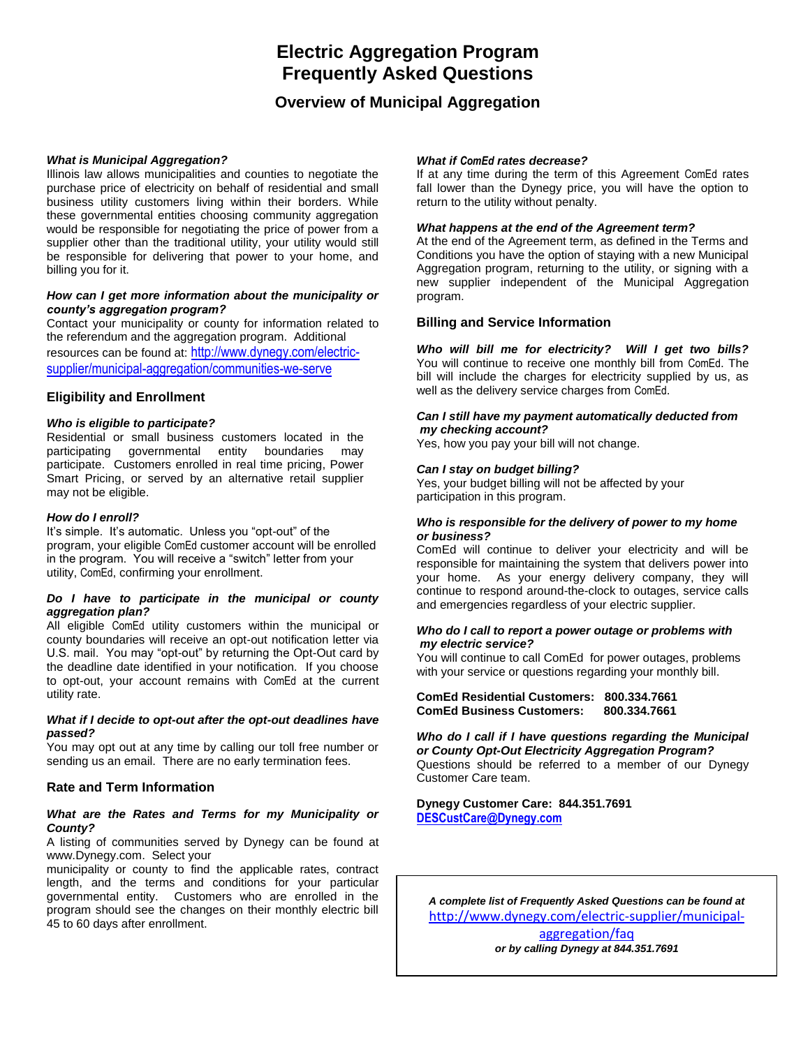# Electric Aggregation Program
# Frequently Asked Questions

## Overview of Municipal Aggregation

***What is Municipal Aggregation?***
Illinois law allows municipalities and counties to negotiate the purchase price of electricity on behalf of residential and small business utility customers living within their borders. While these governmental entities choosing community aggregation would be responsible for negotiating the price of power from a supplier other than the traditional utility, your utility would still be responsible for delivering that power to your home, and billing you for it.

***How can I get more information about the municipality or county's aggregation program?***
Contact your municipality or county for information related to the referendum and the aggregation program. Additional resources can be found at: http://www.dynegy.com/electric-supplier/municipal-aggregation/communities-we-serve

### Eligibility and Enrollment

***Who is eligible to participate?***
Residential or small business customers located in the participating governmental entity boundaries may participate. Customers enrolled in real time pricing, Power Smart Pricing, or served by an alternative retail supplier may not be eligible.

***How do I enroll?***
It's simple. It's automatic. Unless you "opt-out" of the program, your eligible ComEd customer account will be enrolled in the program. You will receive a "switch" letter from your utility, ComEd, confirming your enrollment.

***Do I have to participate in the municipal or county aggregation plan?***
All eligible ComEd utility customers within the municipal or county boundaries will receive an opt-out notification letter via U.S. mail. You may "opt-out" by returning the Opt-Out card by the deadline date identified in your notification. If you choose to opt-out, your account remains with ComEd at the current utility rate.

***What if I decide to opt-out after the opt-out deadlines have passed?***
You may opt out at any time by calling our toll free number or sending us an email. There are no early termination fees.

### Rate and Term Information

***What are the Rates and Terms for my Municipality or County?***
A listing of communities served by Dynegy can be found at www.Dynegy.com. Select your municipality or county to find the applicable rates, contract length, and the terms and conditions for your particular governmental entity. Customers who are enrolled in the program should see the changes on their monthly electric bill 45 to 60 days after enrollment.

***What if ComEd rates decrease?***
If at any time during the term of this Agreement ComEd rates fall lower than the Dynegy price, you will have the option to return to the utility without penalty.

***What happens at the end of the Agreement term?***
At the end of the Agreement term, as defined in the Terms and Conditions you have the option of staying with a new Municipal Aggregation program, returning to the utility, or signing with a new supplier independent of the Municipal Aggregation program.

### Billing and Service Information

***Who will bill me for electricity? Will I get two bills?***
You will continue to receive one monthly bill from ComEd. The bill will include the charges for electricity supplied by us, as well as the delivery service charges from ComEd.

***Can I still have my payment automatically deducted from my checking account?***
Yes, how you pay your bill will not change.

***Can I stay on budget billing?***
Yes, your budget billing will not be affected by your participation in this program.

***Who is responsible for the delivery of power to my home or business?***
ComEd will continue to deliver your electricity and will be responsible for maintaining the system that delivers power into your home. As your energy delivery company, they will continue to respond around-the-clock to outages, service calls and emergencies regardless of your electric supplier.

***Who do I call to report a power outage or problems with my electric service?***
You will continue to call ComEd for power outages, problems with your service or questions regarding your monthly bill.

**ComEd Residential Customers: 800.334.7661**
**ComEd Business Customers: 800.334.7661**

***Who do I call if I have questions regarding the Municipal or County Opt-Out Electricity Aggregation Program?***
Questions should be referred to a member of our Dynegy Customer Care team.

**Dynegy Customer Care: 844.351.7691**
**DESCustCare@Dynegy.com**

***A complete list of Frequently Asked Questions can be found at*** http://www.dynegy.com/electric-supplier/municipal-aggregation/faq ***or by calling Dynegy at 844.351.7691***